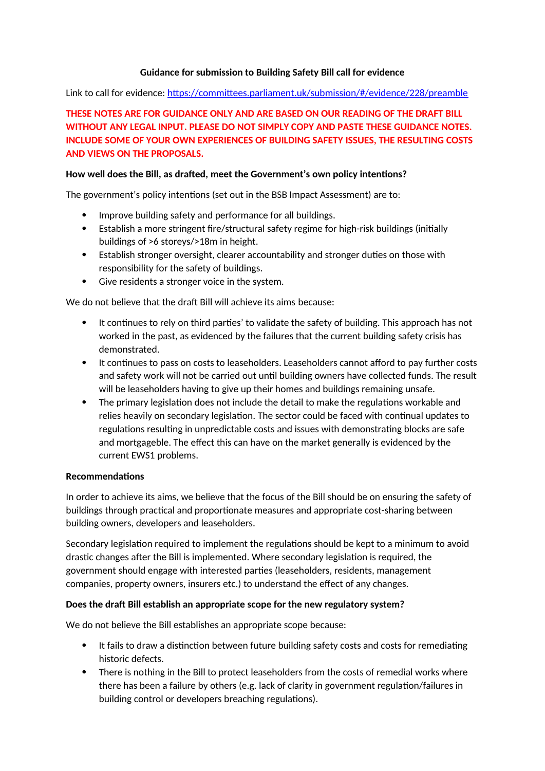**Guidance for submission to Building Safety Bill call for evidence**

Link to call for evidence: https://committees.parliament.uk/submission/#/evidence/228/preamble

**THESE NOTES ARE FOR GUIDANCE ONLY AND ARE BASED ON OUR READING OF THE DRAFT BILL WITHOUT ANY LEGAL INPUT. PLEASE DO NOT SIMPLY COPY AND PASTE THESE GUIDANCE NOTES. INCLUDE SOME OF YOUR OWN EXPERIENCES OF BUILDING SAFETY ISSUES, THE RESULTING COSTS AND VIEWS ON THE PROPOSALS.**

**How well does the Bill, as drafted, meet the Government's own policy intentions?**

The government's policy intentions (set out in the BSB Impact Assessment) are to:

- Improve building safety and performance for all buildings.
- Establish a more stringent fire/structural safety regime for high-risk buildings (initially buildings of >6 storeys/>18m in height.
- Establish stronger oversight, clearer accountability and stronger duties on those with responsibility for the safety of buildings.
- Give residents a stronger voice in the system.

We do not believe that the draft Bill will achieve its aims because:

- It continues to rely on third parties' to validate the safety of building. This approach has not worked in the past, as evidenced by the failures that the current building safety crisis has demonstrated.
- It continues to pass on costs to leaseholders. Leaseholders cannot afford to pay further costs and safety work will not be carried out until building owners have collected funds. The result will be leaseholders having to give up their homes and buildings remaining unsafe.
- The primary legislation does not include the detail to make the regulations workable and relies heavily on secondary legislation. The sector could be faced with continual updates to regulations resulting in unpredictable costs and issues with demonstrating blocks are safe and mortgageble. The effect this can have on the market generally is evidenced by the current EWS1 problems.

**Recommendations**

In order to achieve its aims, we believe that the focus of the Bill should be on ensuring the safety of buildings through practical and proportionate measures and appropriate cost-sharing between building owners, developers and leaseholders.

Secondary legislation required to implement the regulations should be kept to a minimum to avoid drastic changes after the Bill is implemented. Where secondary legislation is required, the government should engage with interested parties (leaseholders, residents, management companies, property owners, insurers etc.) to understand the effect of any changes.

**Does the draft Bill establish an appropriate scope for the new regulatory system?**

We do not believe the Bill establishes an appropriate scope because:

- It fails to draw a distinction between future building safety costs and costs for remediating historic defects.
- There is nothing in the Bill to protect leaseholders from the costs of remedial works where there has been a failure by others (e.g. lack of clarity in government regulation/failures in building control or developers breaching regulations).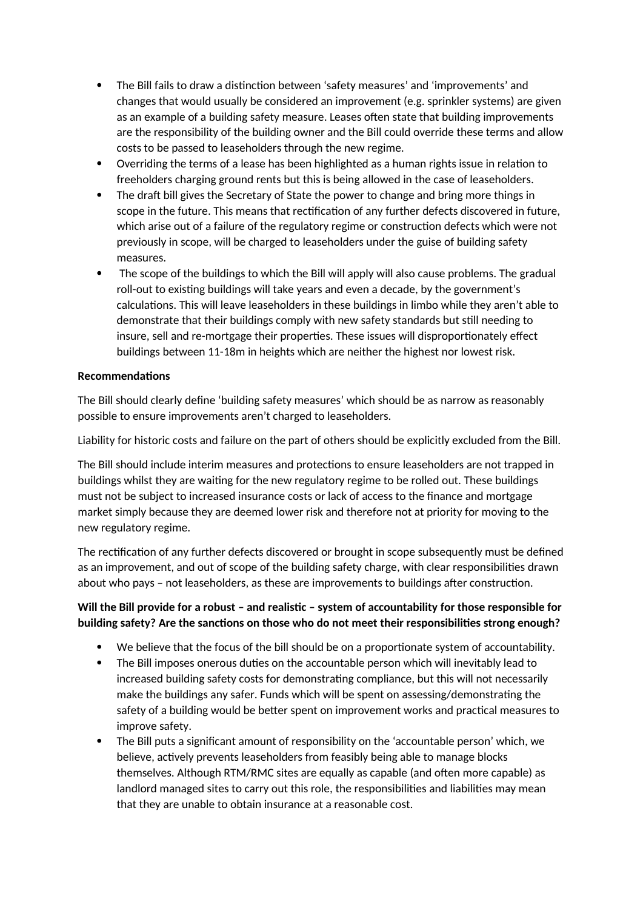- The Bill fails to draw a distinction between 'safety measures' and 'improvements' and changes that would usually be considered an improvement (e.g. sprinkler systems) are given as an example of a building safety measure. Leases often state that building improvements are the responsibility of the building owner and the Bill could override these terms and allow costs to be passed to leaseholders through the new regime.
- Overriding the terms of a lease has been highlighted as a human rights issue in relation to freeholders charging ground rents but this is being allowed in the case of leaseholders.
- The draft bill gives the Secretary of State the power to change and bring more things in scope in the future. This means that rectification of any further defects discovered in future, which arise out of a failure of the regulatory regime or construction defects which were not previously in scope, will be charged to leaseholders under the guise of building safety measures.
- The scope of the buildings to which the Bill will apply will also cause problems. The gradual roll-out to existing buildings will take years and even a decade, by the government's calculations. This will leave leaseholders in these buildings in limbo while they aren't able to demonstrate that their buildings comply with new safety standards but still needing to insure, sell and re-mortgage their properties. These issues will disproportionately effect buildings between 11-18m in heights which are neither the highest nor lowest risk.

**Recommendations**

The Bill should clearly define 'building safety measures' which should be as narrow as reasonably possible to ensure improvements aren't charged to leaseholders.

Liability for historic costs and failure on the part of others should be explicitly excluded from the Bill.

The Bill should include interim measures and protections to ensure leaseholders are not trapped in buildings whilst they are waiting for the new regulatory regime to be rolled out. These buildings must not be subject to increased insurance costs or lack of access to the finance and mortgage market simply because they are deemed lower risk and therefore not at priority for moving to the new regulatory regime.

The rectification of any further defects discovered or brought in scope subsequently must be defined as an improvement, and out of scope of the building safety charge, with clear responsibilities drawn about who pays – not leaseholders, as these are improvements to buildings after construction.

**Will the Bill provide for a robust – and realistic – system of accountability for those responsible for building safety? Are the sanctions on those who do not meet their responsibilities strong enough?**

- We believe that the focus of the bill should be on a proportionate system of accountability.
- The Bill imposes onerous duties on the accountable person which will inevitably lead to increased building safety costs for demonstrating compliance, but this will not necessarily make the buildings any safer. Funds which will be spent on assessing/demonstrating the safety of a building would be better spent on improvement works and practical measures to improve safety.
- The Bill puts a significant amount of responsibility on the 'accountable person' which, we believe, actively prevents leaseholders from feasibly being able to manage blocks themselves. Although RTM/RMC sites are equally as capable (and often more capable) as landlord managed sites to carry out this role, the responsibilities and liabilities may mean that they are unable to obtain insurance at a reasonable cost.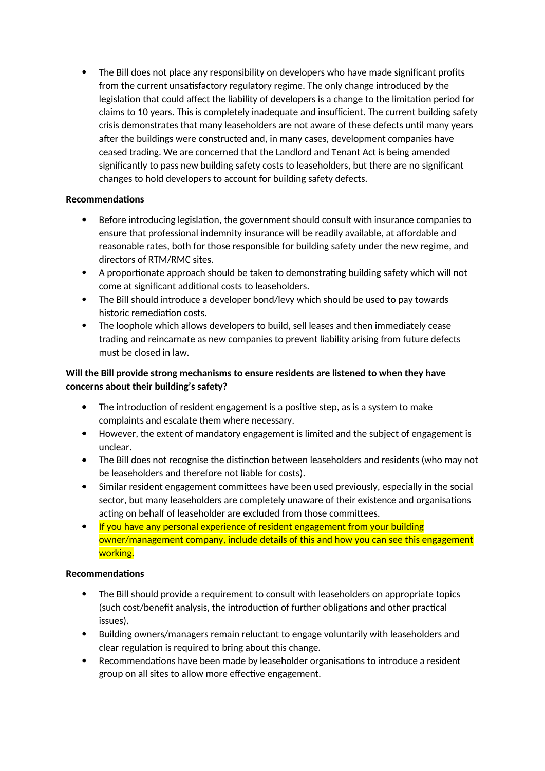- The Bill does not place any responsibility on developers who have made significant profits from the current unsatisfactory regulatory regime. The only change introduced by the legislation that could affect the liability of developers is a change to the limitation period for claims to 10 years. This is completely inadequate and insufficient. The current building safety crisis demonstrates that many leaseholders are not aware of these defects until many years after the buildings were constructed and, in many cases, development companies have ceased trading. We are concerned that the Landlord and Tenant Act is being amended significantly to pass new building safety costs to leaseholders, but there are no significant changes to hold developers to account for building safety defects.

**Recommendations**

- Before introducing legislation, the government should consult with insurance companies to ensure that professional indemnity insurance will be readily available, at affordable and reasonable rates, both for those responsible for building safety under the new regime, and directors of RTM/RMC sites.
- A proportionate approach should be taken to demonstrating building safety which will not come at significant additional costs to leaseholders.
- The Bill should introduce a developer bond/levy which should be used to pay towards historic remediation costs.
- The loophole which allows developers to build, sell leases and then immediately cease trading and reincarnate as new companies to prevent liability arising from future defects must be closed in law.

**Will the Bill provide strong mechanisms to ensure residents are listened to when they have concerns about their building's safety?**

- The introduction of resident engagement is a positive step, as is a system to make complaints and escalate them where necessary.
- However, the extent of mandatory engagement is limited and the subject of engagement is unclear.
- The Bill does not recognise the distinction between leaseholders and residents (who may not be leaseholders and therefore not liable for costs).
- Similar resident engagement committees have been used previously, especially in the social sector, but many leaseholders are completely unaware of their existence and organisations acting on behalf of leaseholder are excluded from those committees.
- If you have any personal experience of resident engagement from your building owner/management company, include details of this and how you can see this engagement working.

**Recommendations**

- The Bill should provide a requirement to consult with leaseholders on appropriate topics (such cost/benefit analysis, the introduction of further obligations and other practical issues).
- Building owners/managers remain reluctant to engage voluntarily with leaseholders and clear regulation is required to bring about this change.
- Recommendations have been made by leaseholder organisations to introduce a resident group on all sites to allow more effective engagement.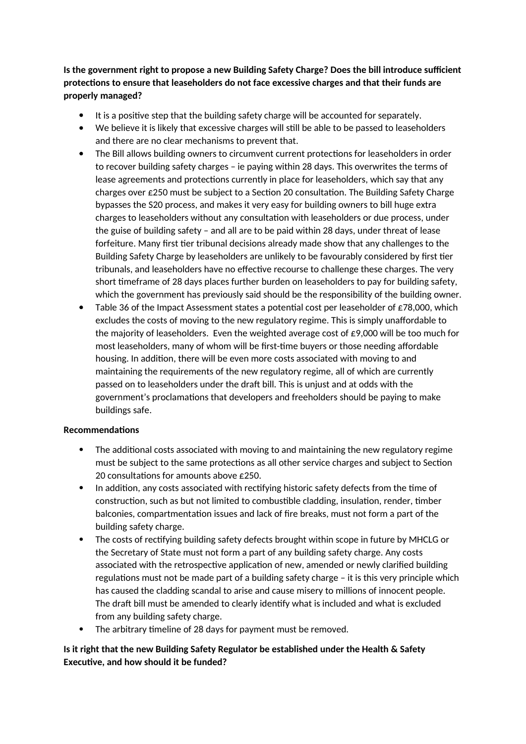**Is the government right to propose a new Building Safety Charge? Does the bill introduce sufficient protections to ensure that leaseholders do not face excessive charges and that their funds are properly managed?**

- It is a positive step that the building safety charge will be accounted for separately.
- We believe it is likely that excessive charges will still be able to be passed to leaseholders and there are no clear mechanisms to prevent that.
- The Bill allows building owners to circumvent current protections for leaseholders in order to recover building safety charges – ie paying within 28 days. This overwrites the terms of lease agreements and protections currently in place for leaseholders, which say that any charges over £250 must be subject to a Section 20 consultation. The Building Safety Charge bypasses the S20 process, and makes it very easy for building owners to bill huge extra charges to leaseholders without any consultation with leaseholders or due process, under the guise of building safety – and all are to be paid within 28 days, under threat of lease forfeiture. Many first tier tribunal decisions already made show that any challenges to the Building Safety Charge by leaseholders are unlikely to be favourably considered by first tier tribunals, and leaseholders have no effective recourse to challenge these charges. The very short timeframe of 28 days places further burden on leaseholders to pay for building safety, which the government has previously said should be the responsibility of the building owner.
- Table 36 of the Impact Assessment states a potential cost per leaseholder of £78,000, which excludes the costs of moving to the new regulatory regime. This is simply unaffordable to the majority of leaseholders. Even the weighted average cost of £9,000 will be too much for most leaseholders, many of whom will be first-time buyers or those needing affordable housing. In addition, there will be even more costs associated with moving to and maintaining the requirements of the new regulatory regime, all of which are currently passed on to leaseholders under the draft bill. This is unjust and at odds with the government's proclamations that developers and freeholders should be paying to make buildings safe.

**Recommendations**

- The additional costs associated with moving to and maintaining the new regulatory regime must be subject to the same protections as all other service charges and subject to Section 20 consultations for amounts above £250.
- In addition, any costs associated with rectifying historic safety defects from the time of construction, such as but not limited to combustible cladding, insulation, render, timber balconies, compartmentation issues and lack of fire breaks, must not form a part of the building safety charge.
- The costs of rectifying building safety defects brought within scope in future by MHCLG or the Secretary of State must not form a part of any building safety charge. Any costs associated with the retrospective application of new, amended or newly clarified building regulations must not be made part of a building safety charge – it is this very principle which has caused the cladding scandal to arise and cause misery to millions of innocent people. The draft bill must be amended to clearly identify what is included and what is excluded from any building safety charge.
- The arbitrary timeline of 28 days for payment must be removed.

**Is it right that the new Building Safety Regulator be established under the Health & Safety Executive, and how should it be funded?**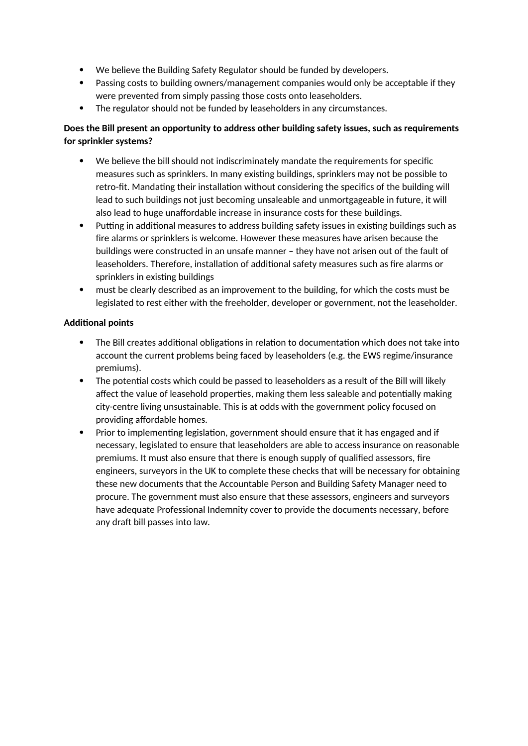- We believe the Building Safety Regulator should be funded by developers.
- Passing costs to building owners/management companies would only be acceptable if they were prevented from simply passing those costs onto leaseholders.
- The regulator should not be funded by leaseholders in any circumstances.

**Does the Bill present an opportunity to address other building safety issues, such as requirements for sprinkler systems?**

- We believe the bill should not indiscriminately mandate the requirements for specific measures such as sprinklers. In many existing buildings, sprinklers may not be possible to retro-fit. Mandating their installation without considering the specifics of the building will lead to such buildings not just becoming unsaleable and unmortgageable in future, it will also lead to huge unaffordable increase in insurance costs for these buildings.
- Putting in additional measures to address building safety issues in existing buildings such as fire alarms or sprinklers is welcome. However these measures have arisen because the buildings were constructed in an unsafe manner – they have not arisen out of the fault of leaseholders. Therefore, installation of additional safety measures such as fire alarms or sprinklers in existing buildings
- must be clearly described as an improvement to the building, for which the costs must be legislated to rest either with the freeholder, developer or government, not the leaseholder.

**Additional points**

- The Bill creates additional obligations in relation to documentation which does not take into account the current problems being faced by leaseholders (e.g. the EWS regime/insurance premiums).
- The potential costs which could be passed to leaseholders as a result of the Bill will likely affect the value of leasehold properties, making them less saleable and potentially making city-centre living unsustainable. This is at odds with the government policy focused on providing affordable homes.
- Prior to implementing legislation, government should ensure that it has engaged and if necessary, legislated to ensure that leaseholders are able to access insurance on reasonable premiums. It must also ensure that there is enough supply of qualified assessors, fire engineers, surveyors in the UK to complete these checks that will be necessary for obtaining these new documents that the Accountable Person and Building Safety Manager need to procure. The government must also ensure that these assessors, engineers and surveyors have adequate Professional Indemnity cover to provide the documents necessary, before any draft bill passes into law.